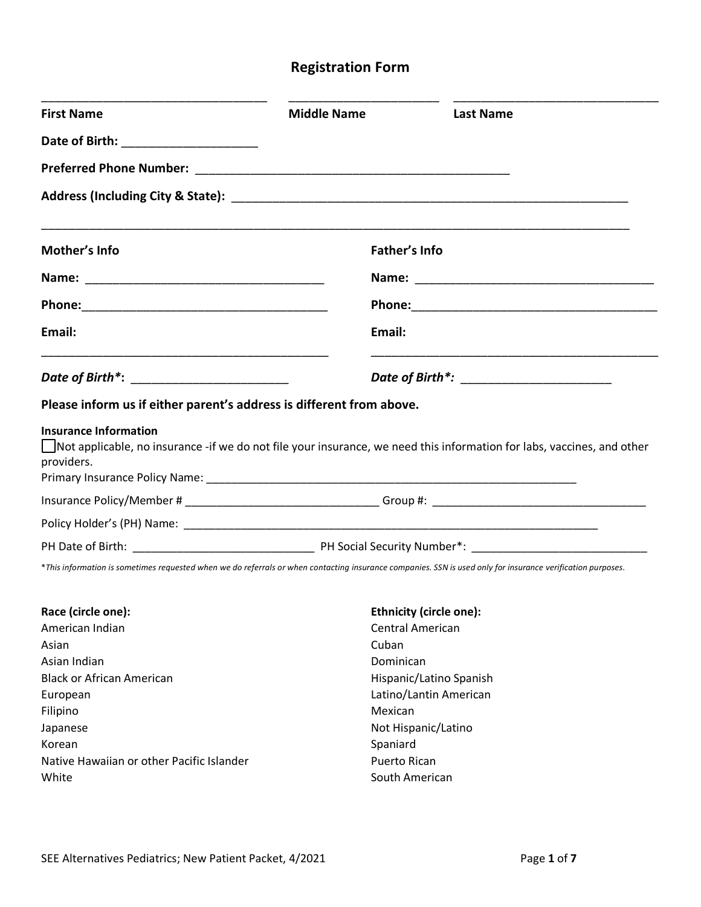# Registration Form

| First Name | Middle Name | Last Name |
|---|---|---|
| | | |

**Date of Birth:** ____________________

**Preferred Phone Number:** ________________________________________________

**Address (Including City & State):** ____________________________________________________________

_____________________________________________________________________________________________

**Mother's Info**

**Name:** ____________________________________

**Phone:** ____________________________________

**Email:** ____________________________________

***Date of Birth*:*** ________________________

**Father's Info**

**Name:** ____________________________________

**Phone:** ____________________________________

**Email:** ____________________________________

***Date of Birth*:*** ______________________

**Please inform us if either parent's address is different from above.**

**Insurance Information**

☐ Not applicable, no insurance -if we do not file your insurance, we need this information for labs, vaccines, and other providers.

Primary Insurance Policy Name: ______________________________________________________________

Insurance Policy/Member # _______________________________ Group #: __________________________________

Policy Holder's (PH) Name: ____________________________________________________________________

PH Date of Birth: _____________________________ PH Social Security Number*: ____________________________

**This information is sometimes requested when we do referrals or when contacting insurance companies. SSN is used only for insurance verification purposes.*

**Race (circle one):**

American Indian
Asian
Asian Indian
Black or African American
European
Filipino
Japanese
Korean
Native Hawaiian or other Pacific Islander
White

**Ethnicity (circle one):**

Central American
Cuban
Dominican
Hispanic/Latino Spanish
Latino/Lantin American
Mexican
Not Hispanic/Latino
Spaniard
Puerto Rican
South American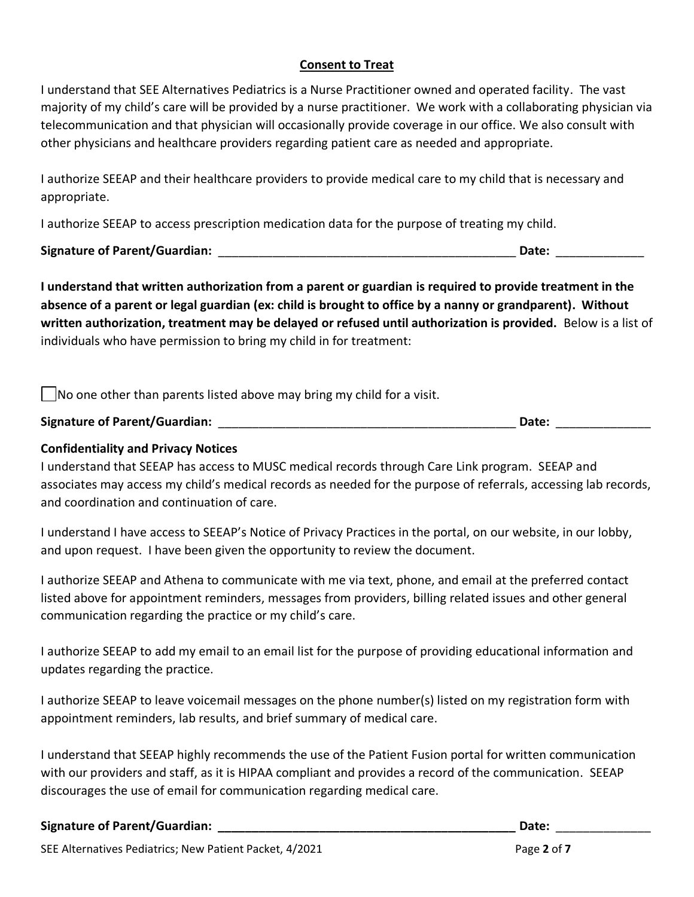## Consent to Treat

I understand that SEE Alternatives Pediatrics is a Nurse Practitioner owned and operated facility. The vast majority of my child's care will be provided by a nurse practitioner. We work with a collaborating physician via telecommunication and that physician will occasionally provide coverage in our office. We also consult with other physicians and healthcare providers regarding patient care as needed and appropriate.

I authorize SEEAP and their healthcare providers to provide medical care to my child that is necessary and appropriate.

I authorize SEEAP to access prescription medication data for the purpose of treating my child.

**Signature of Parent/Guardian:** ____________________________________________ **Date:** _____________

**I understand that written authorization from a parent or guardian is required to provide treatment in the absence of a parent or legal guardian (ex: child is brought to office by a nanny or grandparent). Without written authorization, treatment may be delayed or refused until authorization is provided.** Below is a list of individuals who have permission to bring my child in for treatment:

☐ No one other than parents listed above may bring my child for a visit.

**Signature of Parent/Guardian:** ____________________________________________ **Date:** ______________

### Confidentiality and Privacy Notices

I understand that SEEAP has access to MUSC medical records through Care Link program. SEEAP and associates may access my child's medical records as needed for the purpose of referrals, accessing lab records, and coordination and continuation of care.

I understand I have access to SEEAP's Notice of Privacy Practices in the portal, on our website, in our lobby, and upon request. I have been given the opportunity to review the document.

I authorize SEEAP and Athena to communicate with me via text, phone, and email at the preferred contact listed above for appointment reminders, messages from providers, billing related issues and other general communication regarding the practice or my child's care.

I authorize SEEAP to add my email to an email list for the purpose of providing educational information and updates regarding the practice.

I authorize SEEAP to leave voicemail messages on the phone number(s) listed on my registration form with appointment reminders, lab results, and brief summary of medical care.

I understand that SEEAP highly recommends the use of the Patient Fusion portal for written communication with our providers and staff, as it is HIPAA compliant and provides a record of the communication. SEEAP discourages the use of email for communication regarding medical care.

**Signature of Parent/Guardian:** ____________________________________________ **Date:** ______________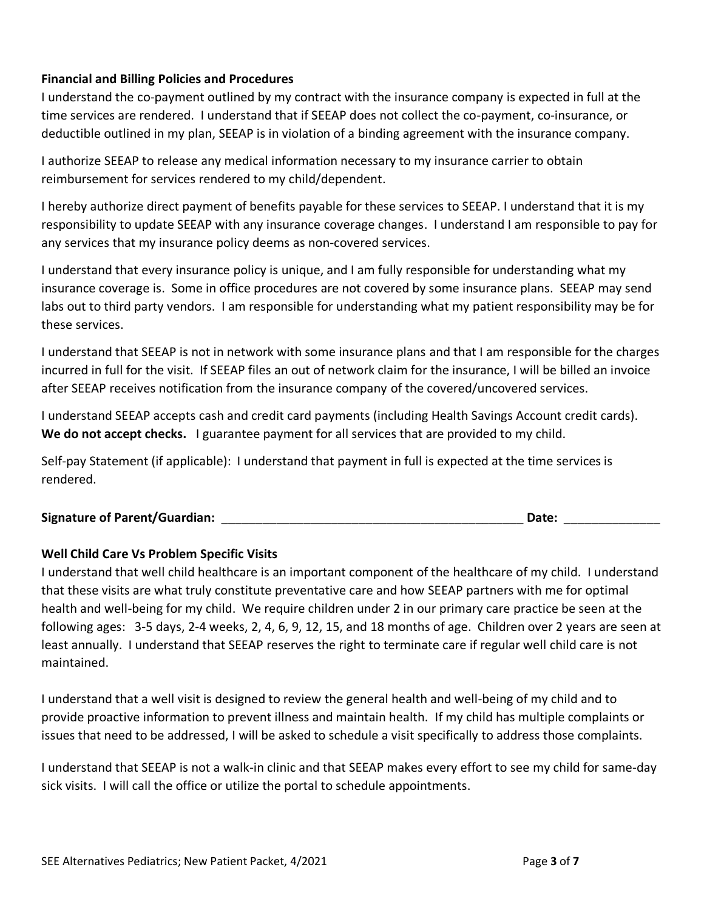**Financial and Billing Policies and Procedures**

I understand the co-payment outlined by my contract with the insurance company is expected in full at the time services are rendered. I understand that if SEEAP does not collect the co-payment, co-insurance, or deductible outlined in my plan, SEEAP is in violation of a binding agreement with the insurance company.

I authorize SEEAP to release any medical information necessary to my insurance carrier to obtain reimbursement for services rendered to my child/dependent.

I hereby authorize direct payment of benefits payable for these services to SEEAP. I understand that it is my responsibility to update SEEAP with any insurance coverage changes. I understand I am responsible to pay for any services that my insurance policy deems as non-covered services.

I understand that every insurance policy is unique, and I am fully responsible for understanding what my insurance coverage is. Some in office procedures are not covered by some insurance plans. SEEAP may send labs out to third party vendors. I am responsible for understanding what my patient responsibility may be for these services.

I understand that SEEAP is not in network with some insurance plans and that I am responsible for the charges incurred in full for the visit. If SEEAP files an out of network claim for the insurance, I will be billed an invoice after SEEAP receives notification from the insurance company of the covered/uncovered services.

I understand SEEAP accepts cash and credit card payments (including Health Savings Account credit cards). **We do not accept checks.** I guarantee payment for all services that are provided to my child.

Self-pay Statement (if applicable): I understand that payment in full is expected at the time services is rendered.

**Signature of Parent/Guardian:** _____________________________________________ **Date:** ______________

**Well Child Care Vs Problem Specific Visits**

I understand that well child healthcare is an important component of the healthcare of my child. I understand that these visits are what truly constitute preventative care and how SEEAP partners with me for optimal health and well-being for my child. We require children under 2 in our primary care practice be seen at the following ages: 3-5 days, 2-4 weeks, 2, 4, 6, 9, 12, 15, and 18 months of age. Children over 2 years are seen at least annually. I understand that SEEAP reserves the right to terminate care if regular well child care is not maintained.

I understand that a well visit is designed to review the general health and well-being of my child and to provide proactive information to prevent illness and maintain health. If my child has multiple complaints or issues that need to be addressed, I will be asked to schedule a visit specifically to address those complaints.

I understand that SEEAP is not a walk-in clinic and that SEEAP makes every effort to see my child for same-day sick visits. I will call the office or utilize the portal to schedule appointments.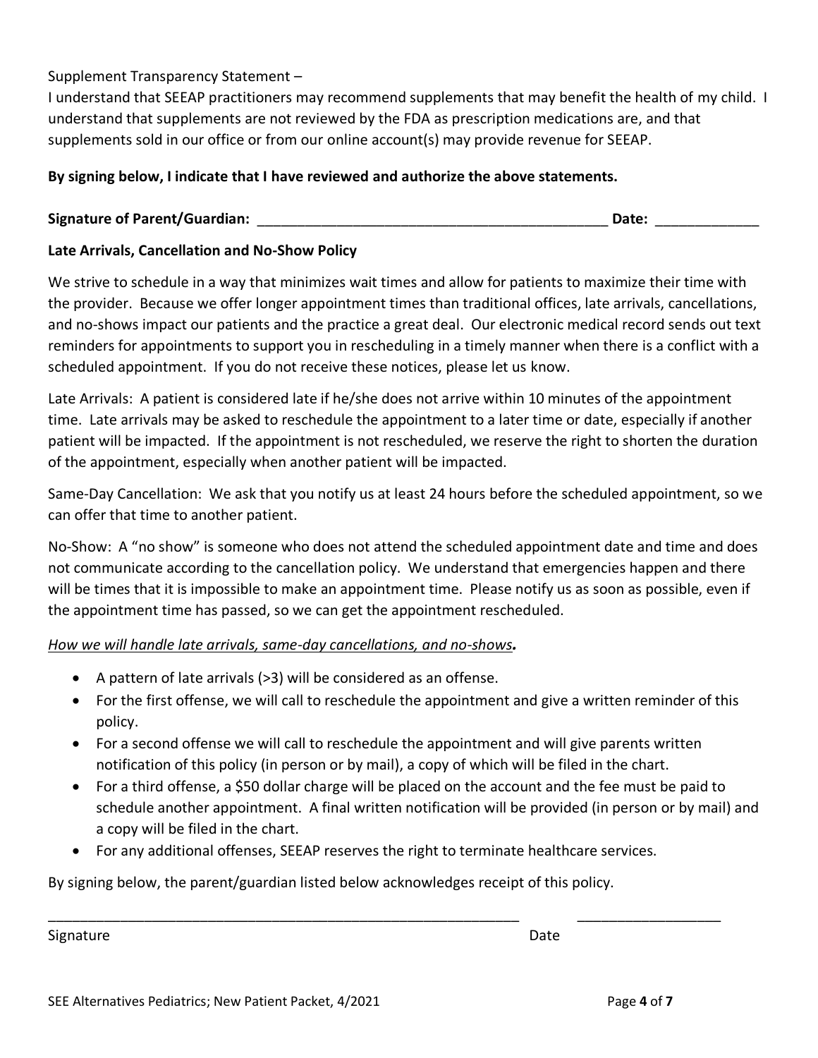Supplement Transparency Statement –

I understand that SEEAP practitioners may recommend supplements that may benefit the health of my child. I understand that supplements are not reviewed by the FDA as prescription medications are, and that supplements sold in our office or from our online account(s) may provide revenue for SEEAP.

**By signing below, I indicate that I have reviewed and authorize the above statements.**

**Signature of Parent/Guardian:** ____________________________________________ **Date:** _____________

**Late Arrivals, Cancellation and No-Show Policy**

We strive to schedule in a way that minimizes wait times and allow for patients to maximize their time with the provider. Because we offer longer appointment times than traditional offices, late arrivals, cancellations, and no-shows impact our patients and the practice a great deal. Our electronic medical record sends out text reminders for appointments to support you in rescheduling in a timely manner when there is a conflict with a scheduled appointment. If you do not receive these notices, please let us know.

Late Arrivals: A patient is considered late if he/she does not arrive within 10 minutes of the appointment time. Late arrivals may be asked to reschedule the appointment to a later time or date, especially if another patient will be impacted. If the appointment is not rescheduled, we reserve the right to shorten the duration of the appointment, especially when another patient will be impacted.

Same-Day Cancellation: We ask that you notify us at least 24 hours before the scheduled appointment, so we can offer that time to another patient.

No-Show: A "no show" is someone who does not attend the scheduled appointment date and time and does not communicate according to the cancellation policy. We understand that emergencies happen and there will be times that it is impossible to make an appointment time. Please notify us as soon as possible, even if the appointment time has passed, so we can get the appointment rescheduled.

*How we will handle late arrivals, same-day cancellations, and no-shows.*

- A pattern of late arrivals (>3) will be considered as an offense.
- For the first offense, we will call to reschedule the appointment and give a written reminder of this policy.
- For a second offense we will call to reschedule the appointment and will give parents written notification of this policy (in person or by mail), a copy of which will be filed in the chart.
- For a third offense, a $50 dollar charge will be placed on the account and the fee must be paid to schedule another appointment. A final written notification will be provided (in person or by mail) and a copy will be filed in the chart.
- For any additional offenses, SEEAP reserves the right to terminate healthcare services.

By signing below, the parent/guardian listed below acknowledges receipt of this policy.

______________________________________________________________ __________________

Signature Date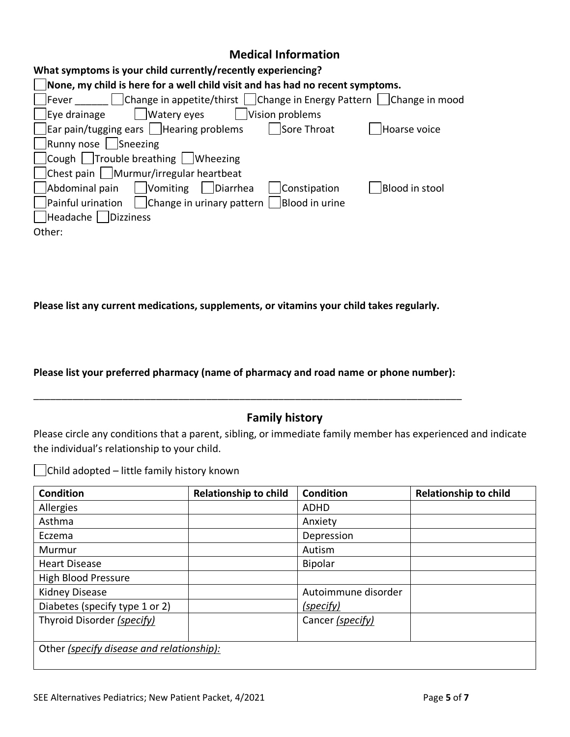## Medical Information

**What symptoms is your child currently/recently experiencing?**

☐ **None, my child is here for a well child visit and has had no recent symptoms.**

☐ Fever ______ ☐ Change in appetite/thirst ☐ Change in Energy Pattern ☐ Change in mood

☐ Eye drainage ☐ Watery eyes ☐ Vision problems

☐ Ear pain/tugging ears ☐ Hearing problems ☐ Sore Throat ☐ Hoarse voice

☐ Runny nose ☐ Sneezing

☐ Cough ☐ Trouble breathing ☐ Wheezing

☐ Chest pain ☐ Murmur/irregular heartbeat

☐ Abdominal pain ☐ Vomiting ☐ Diarrhea ☐ Constipation ☐ Blood in stool

☐ Painful urination ☐ Change in urinary pattern ☐ Blood in urine

☐ Headache ☐ Dizziness

Other:

**Please list any current medications, supplements, or vitamins your child takes regularly.**

**Please list your preferred pharmacy (name of pharmacy and road name or phone number):**

_______________________________________________________________________________

## Family history

Please circle any conditions that a parent, sibling, or immediate family member has experienced and indicate the individual's relationship to your child.

☐ Child adopted – little family history known

| Condition | Relationship to child | Condition | Relationship to child |
|---|---|---|---|
| Allergies | | ADHD | |
| Asthma | | Anxiety | |
| Eczema | | Depression | |
| Murmur | | Autism | |
| Heart Disease | | Bipolar | |
| High Blood Pressure | | | |
| Kidney Disease | | Autoimmune disorder *(specify)* | |
| Diabetes (specify type 1 or 2) | | | |
| Thyroid Disorder *(specify)* | | Cancer *(specify)* | |
| Other *(specify disease and relationship):* | | | |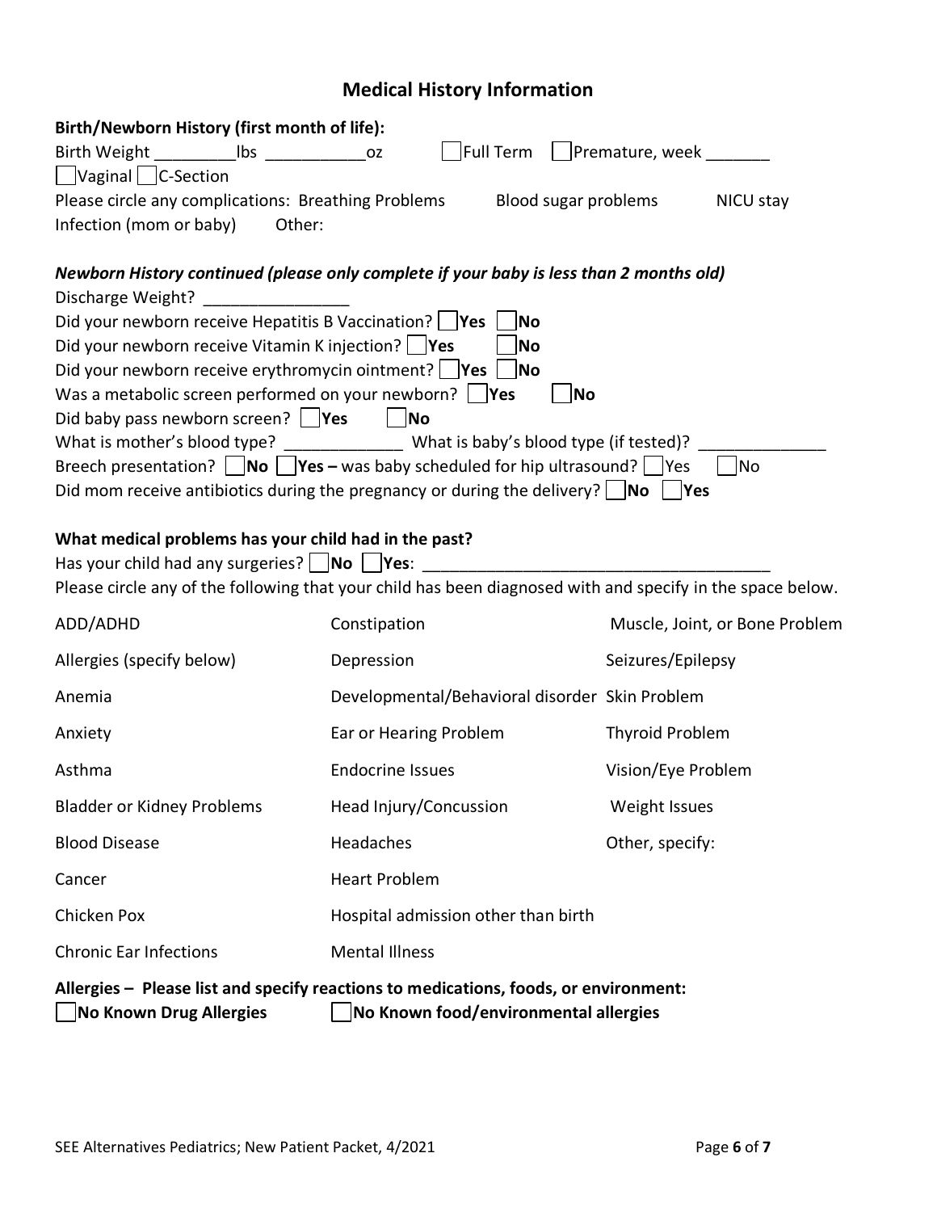# Medical History Information

**Birth/Newborn History (first month of life):**

Birth Weight _________lbs ___________oz ☐ Full Term ☐ Premature, week _______

☐ Vaginal ☐ C-Section

Please circle any complications: Breathing Problems  Blood sugar problems  NICU stay  Infection (mom or baby)  Other:

***Newborn History continued (please only complete if your baby is less than 2 months old)***

Discharge Weight? ________________

Did your newborn receive Hepatitis B Vaccination? ☐ **Yes** ☐ **No**

Did your newborn receive Vitamin K injection? ☐ **Yes** ☐ **No**

Did your newborn receive erythromycin ointment? ☐ **Yes** ☐ **No**

Was a metabolic screen performed on your newborn? ☐ **Yes** ☐ **No**

Did baby pass newborn screen? ☐ **Yes** ☐ **No**

What is mother's blood type? _____________ What is baby's blood type (if tested)? ______________

Breech presentation? ☐ **No** ☐ **Yes –** was baby scheduled for hip ultrasound? ☐ Yes ☐ No

Did mom receive antibiotics during the pregnancy or during the delivery? ☐ **No** ☐ **Yes**

**What medical problems has your child had in the past?**

Has your child had any surgeries? ☐ **No** ☐ **Yes**: _______________________________________

Please circle any of the following that your child has been diagnosed with and specify in the space below.

| | | |
|---|---|---|
| ADD/ADHD | Constipation | Muscle, Joint, or Bone Problem |
| Allergies (specify below) | Depression | Seizures/Epilepsy |
| Anemia | Developmental/Behavioral disorder | Skin Problem |
| Anxiety | Ear or Hearing Problem | Thyroid Problem |
| Asthma | Endocrine Issues | Vision/Eye Problem |
| Bladder or Kidney Problems | Head Injury/Concussion | Weight Issues |
| Blood Disease | Headaches | Other, specify: |
| Cancer | Heart Problem | |
| Chicken Pox | Hospital admission other than birth | |
| Chronic Ear Infections | Mental Illness | |

**Allergies – Please list and specify reactions to medications, foods, or environment:**

☐ **No Known Drug Allergies** ☐ **No Known food/environmental allergies**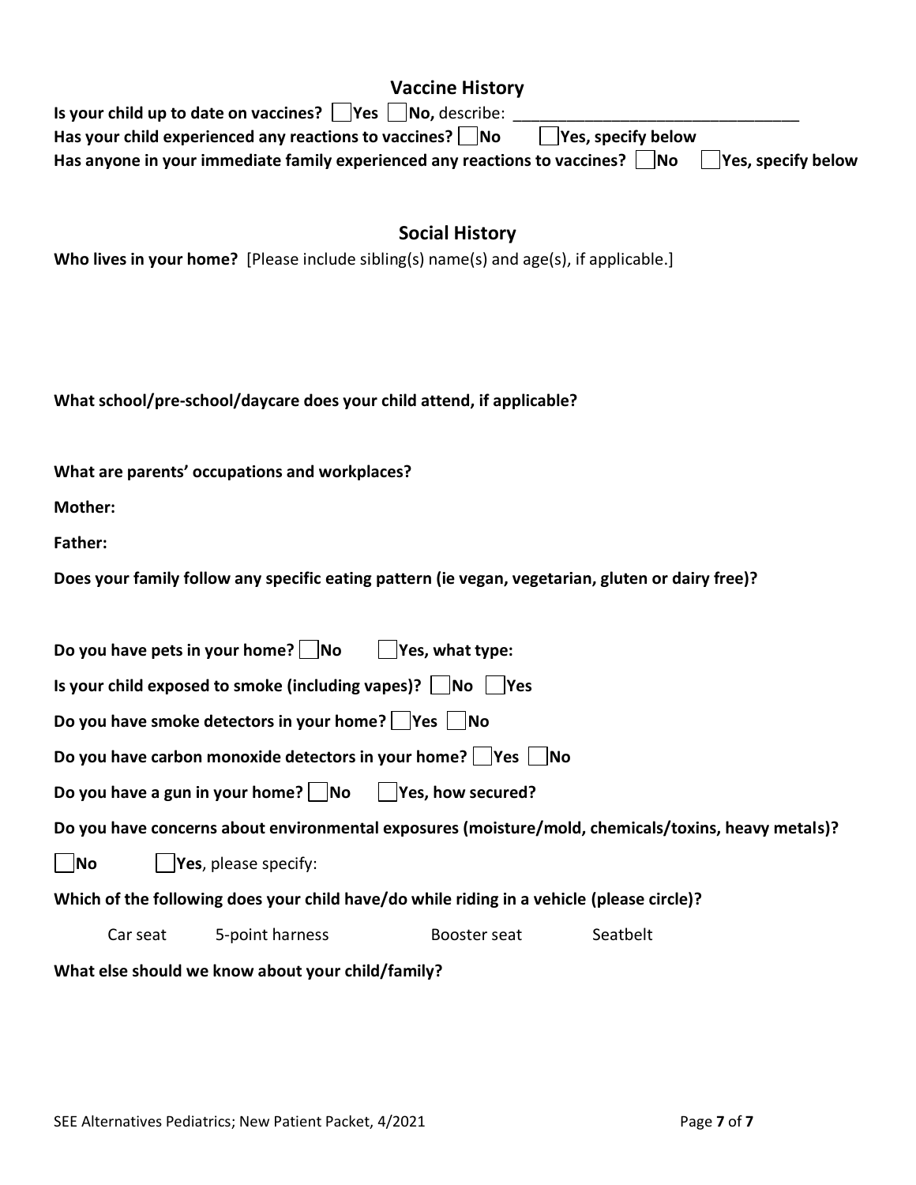## Vaccine History

**Is your child up to date on vaccines?** ☐ **Yes** ☐ **No,** describe: ________________________________

**Has your child experienced any reactions to vaccines?** ☐ **No** ☐ **Yes, specify below**

**Has anyone in your immediate family experienced any reactions to vaccines?** ☐ **No** ☐ **Yes, specify below**

## Social History

**Who lives in your home?** [Please include sibling(s) name(s) and age(s), if applicable.]

**What school/pre-school/daycare does your child attend, if applicable?**

**What are parents' occupations and workplaces?**

**Mother:**

**Father:**

**Does your family follow any specific eating pattern (ie vegan, vegetarian, gluten or dairy free)?**

**Do you have pets in your home?** ☐ **No** ☐ **Yes, what type:**

**Is your child exposed to smoke (including vapes)?** ☐ **No** ☐ **Yes**

**Do you have smoke detectors in your home?** ☐ **Yes** ☐ **No**

**Do you have carbon monoxide detectors in your home?** ☐ **Yes** ☐ **No**

**Do you have a gun in your home?** ☐ **No** ☐ **Yes, how secured?**

**Do you have concerns about environmental exposures (moisture/mold, chemicals/toxins, heavy metals)?**

☐ **No** ☐ **Yes**, please specify:

**Which of the following does your child have/do while riding in a vehicle (please circle)?**

Car seat 5-point harness Booster seat Seatbelt

**What else should we know about your child/family?**